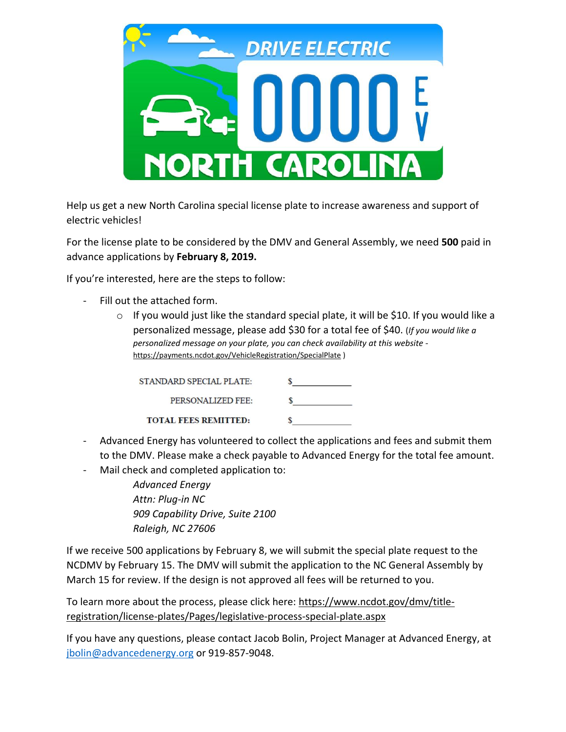Help us get a new North Carolina special license plate to increase awareness and support of electric vehicles!

For the license plate to be considered by the DMV and General Assembly, we need **500** paid in advance applications by **February 8, 2019.**

If you're interested, here are the steps to follow:

- Fill out the attached form.
  - If you would just like the standard special plate, it will be $10. If you would like a personalized message, please add $30 for a total fee of $40. (*If you would like a personalized message on your plate, you can check availability at this website -* https://payments.ncdot.gov/VehicleRegistration/SpecialPlate )

| | |
|---|---|
| STANDARD SPECIAL PLATE: | $___________ |
| PERSONALIZED FEE: | $___________ |
| **TOTAL FEES REMITTED:** | $___________ |

- Advanced Energy has volunteered to collect the applications and fees and submit them to the DMV. Please make a check payable to Advanced Energy for the total fee amount.
- Mail check and completed application to:

  *Advanced Energy*
  *Attn: Plug-in NC*
  *909 Capability Drive, Suite 2100*
  *Raleigh, NC 27606*

If we receive 500 applications by February 8, we will submit the special plate request to the NCDMV by February 15. The DMV will submit the application to the NC General Assembly by March 15 for review. If the design is not approved all fees will be returned to you.

To learn more about the process, please click here: https://www.ncdot.gov/dmv/title-registration/license-plates/Pages/legislative-process-special-plate.aspx

If you have any questions, please contact Jacob Bolin, Project Manager at Advanced Energy, at jbolin@advancedenergy.org or 919-857-9048.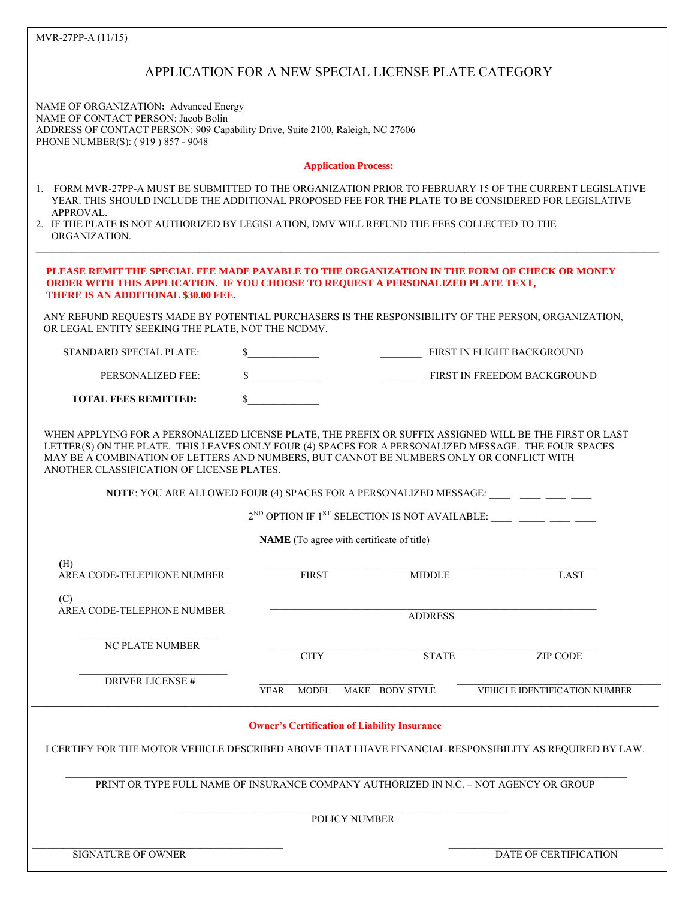MVR-27PP-A (11/15)

# APPLICATION FOR A NEW SPECIAL LICENSE PLATE CATEGORY

NAME OF ORGANIZATION**:** Advanced Energy
NAME OF CONTACT PERSON: Jacob Bolin
ADDRESS OF CONTACT PERSON: 909 Capability Drive, Suite 2100, Raleigh, NC 27606
PHONE NUMBER(S): ( 919 ) 857 - 9048

**Application Process:**

1. FORM MVR-27PP-A MUST BE SUBMITTED TO THE ORGANIZATION PRIOR TO FEBRUARY 15 OF THE CURRENT LEGISLATIVE YEAR. THIS SHOULD INCLUDE THE ADDITIONAL PROPOSED FEE FOR THE PLATE TO BE CONSIDERED FOR LEGISLATIVE APPROVAL.
2. IF THE PLATE IS NOT AUTHORIZED BY LEGISLATION, DMV WILL REFUND THE FEES COLLECTED TO THE ORGANIZATION.

---

**PLEASE REMIT THE SPECIAL FEE MADE PAYABLE TO THE ORGANIZATION IN THE FORM OF CHECK OR MONEY ORDER WITH THIS APPLICATION. IF YOU CHOOSE TO REQUEST A PERSONALIZED PLATE TEXT, THERE IS AN ADDITIONAL $30.00 FEE.**

ANY REFUND REQUESTS MADE BY POTENTIAL PURCHASERS IS THE RESPONSIBILITY OF THE PERSON, ORGANIZATION, OR LEGAL ENTITY SEEKING THE PLATE, NOT THE NCDMV.

STANDARD SPECIAL PLATE: $\_\_\_\_\_\_\_\_\_\_ \_\_\_\_\_\_\_\_ FIRST IN FLIGHT BACKGROUND

PERSONALIZED FEE: $\_\_\_\_\_\_\_\_\_\_ \_\_\_\_\_\_\_\_ FIRST IN FREEDOM BACKGROUND

**TOTAL FEES REMITTED:** $\_\_\_\_\_\_\_\_\_\_

WHEN APPLYING FOR A PERSONALIZED LICENSE PLATE, THE PREFIX OR SUFFIX ASSIGNED WILL BE THE FIRST OR LAST LETTER(S) ON THE PLATE. THIS LEAVES ONLY FOUR (4) SPACES FOR A PERSONALIZED MESSAGE. THE FOUR SPACES MAY BE A COMBINATION OF LETTERS AND NUMBERS, BUT CANNOT BE NUMBERS ONLY OR CONFLICT WITH ANOTHER CLASSIFICATION OF LICENSE PLATES.

**NOTE**: YOU ARE ALLOWED FOUR (4) SPACES FOR A PERSONALIZED MESSAGE: \_\_\_\_ \_\_\_\_ \_\_\_\_ \_\_\_\_

2ND OPTION IF 1ST SELECTION IS NOT AVAILABLE: \_\_\_\_ \_\_\_\_ \_\_\_\_ \_\_\_\_

**NAME** (To agree with certificate of title)

(H)\_\_\_\_\_\_\_\_\_\_\_\_\_\_\_\_\_\_\_\_
AREA CODE-TELEPHONE NUMBER

\_\_\_\_\_\_\_\_\_\_\_\_\_\_\_\_\_\_\_\_\_\_\_\_\_\_\_\_\_\_
FIRST MIDDLE LAST

(C)\_\_\_\_\_\_\_\_\_\_\_\_\_\_\_\_\_\_\_\_
AREA CODE-TELEPHONE NUMBER

\_\_\_\_\_\_\_\_\_\_\_\_\_\_\_\_\_\_\_\_\_\_\_\_\_\_\_\_\_\_
ADDRESS

\_\_\_\_\_\_\_\_\_\_\_\_\_\_\_\_\_\_\_\_
NC PLATE NUMBER

\_\_\_\_\_\_\_\_\_\_\_\_\_\_\_\_\_\_\_\_\_\_\_\_\_\_\_\_\_\_
CITY STATE ZIP CODE

\_\_\_\_\_\_\_\_\_\_\_\_\_\_\_\_\_\_\_\_
DRIVER LICENSE #

\_\_\_\_\_\_\_\_\_\_\_\_\_\_\_\_\_\_\_\_
YEAR MODEL MAKE BODY STYLE

\_\_\_\_\_\_\_\_\_\_\_\_\_\_\_\_\_\_\_\_
VEHICLE IDENTIFICATION NUMBER

---

**Owner's Certification of Liability Insurance**

I CERTIFY FOR THE MOTOR VEHICLE DESCRIBED ABOVE THAT I HAVE FINANCIAL RESPONSIBILITY AS REQUIRED BY LAW.

\_\_\_\_\_\_\_\_\_\_\_\_\_\_\_\_\_\_\_\_\_\_\_\_\_\_\_\_\_\_\_\_\_\_\_\_\_\_\_\_
PRINT OR TYPE FULL NAME OF INSURANCE COMPANY AUTHORIZED IN N.C. – NOT AGENCY OR GROUP

\_\_\_\_\_\_\_\_\_\_\_\_\_\_\_\_\_\_\_\_\_\_\_\_\_\_\_\_\_\_
POLICY NUMBER

\_\_\_\_\_\_\_\_\_\_\_\_\_\_\_\_\_\_\_\_\_\_\_\_\_\_\_\_\_\_
SIGNATURE OF OWNER

\_\_\_\_\_\_\_\_\_\_\_\_\_\_\_\_\_\_\_\_\_\_\_\_\_\_\_\_\_\_
DATE OF CERTIFICATION